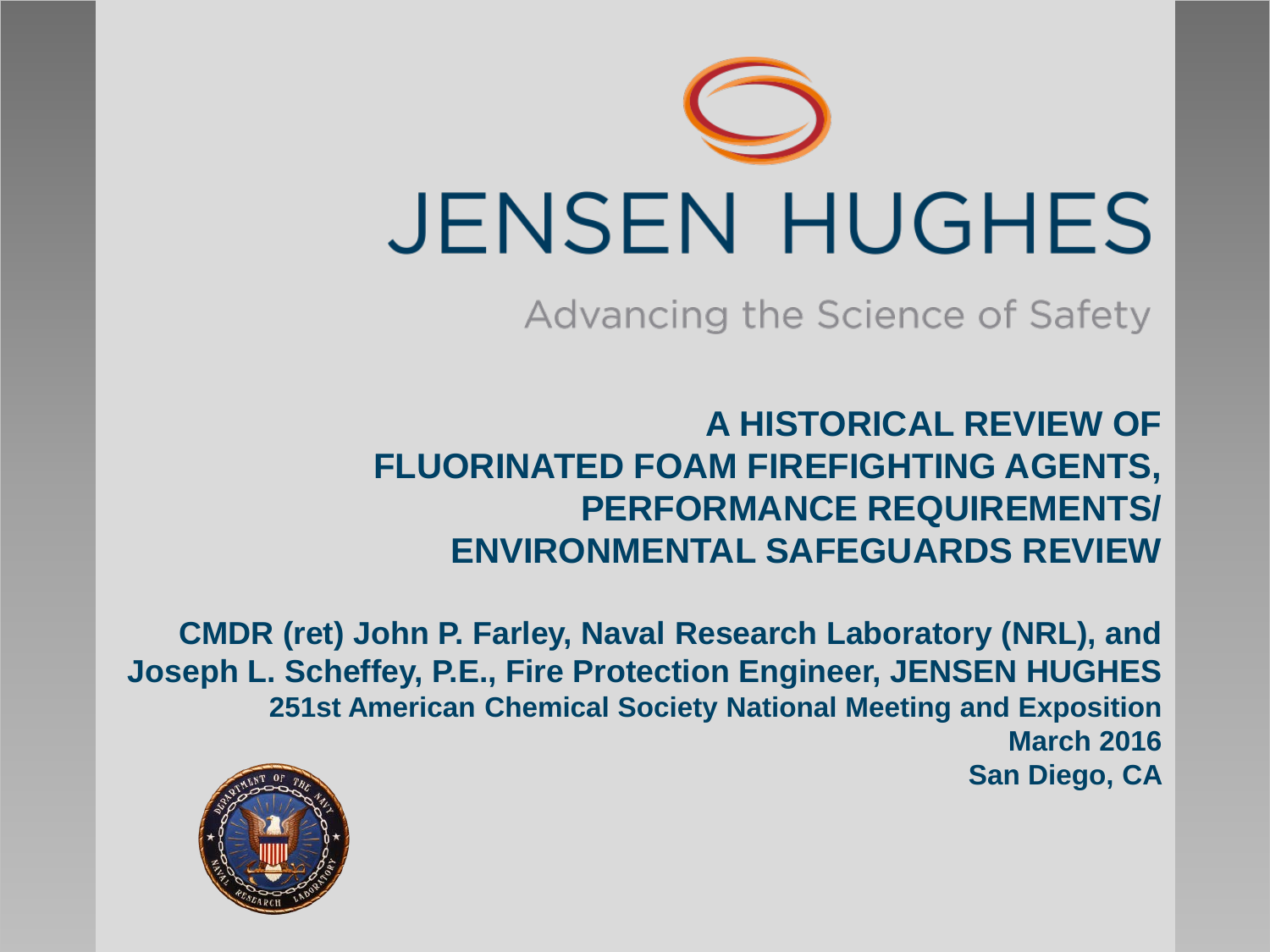JENSEN HUGHES

Advancing the Science of Safety

# A HISTORICAL REVIEW OF FLUORINATED FOAM FIREFIGHTING AGENTS, PERFORMANCE REQUIREMENTS/ ENVIRONMENTAL SAFEGUARDS REVIEW

**CMDR (ret) John P. Farley, Naval Research Laboratory (NRL), and**
**Joseph L. Scheffey, P.E., Fire Protection Engineer, JENSEN HUGHES**
**251st American Chemical Society National Meeting and Exposition**
**March 2016**
**San Diego, CA**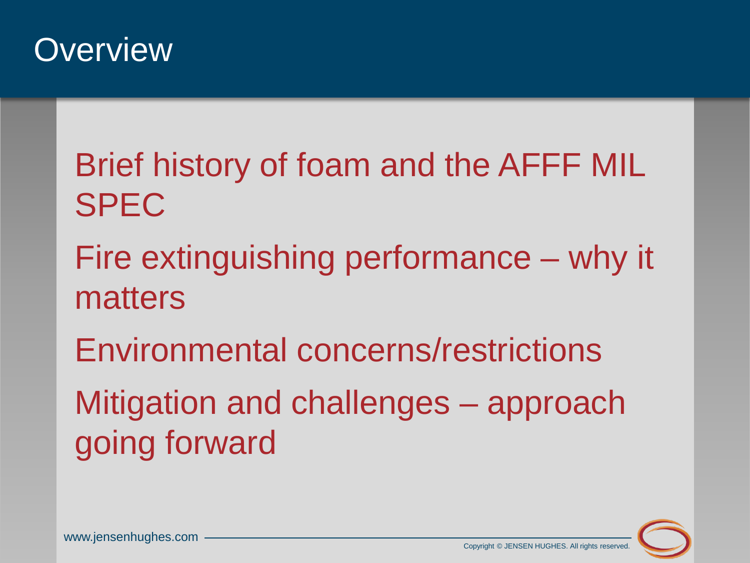# Overview

- Brief history of foam and the AFFF MIL SPEC
- Fire extinguishing performance – why it matters
- Environmental concerns/restrictions
- Mitigation and challenges – approach going forward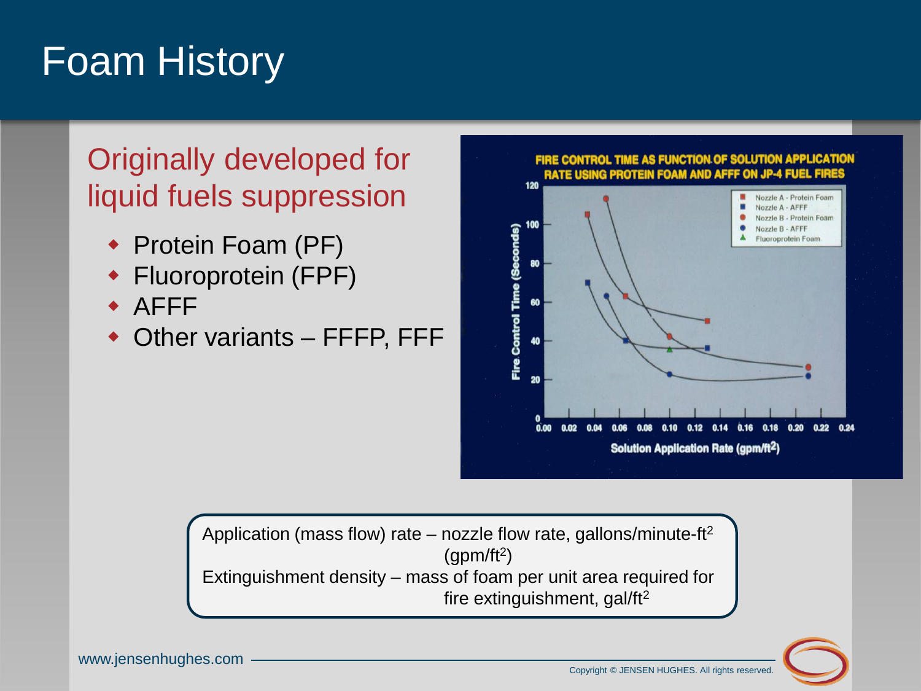# Foam History

## Originally developed for liquid fuels suppression

- Protein Foam (PF)
- Fluoroprotein (FPF)
- AFFF
- Other variants – FFFP, FFF

FIRE CONTROL TIME AS FUNCTION OF SOLUTION APPLICATION RATE USING PROTEIN FOAM AND AFFF ON JP-4 FUEL FIRES

Application (mass flow) rate – nozzle flow rate, gallons/minute-ft$^2$ (gpm/ft$^2$)

Extinguishment density – mass of foam per unit area required for fire extinguishment, gal/ft$^2$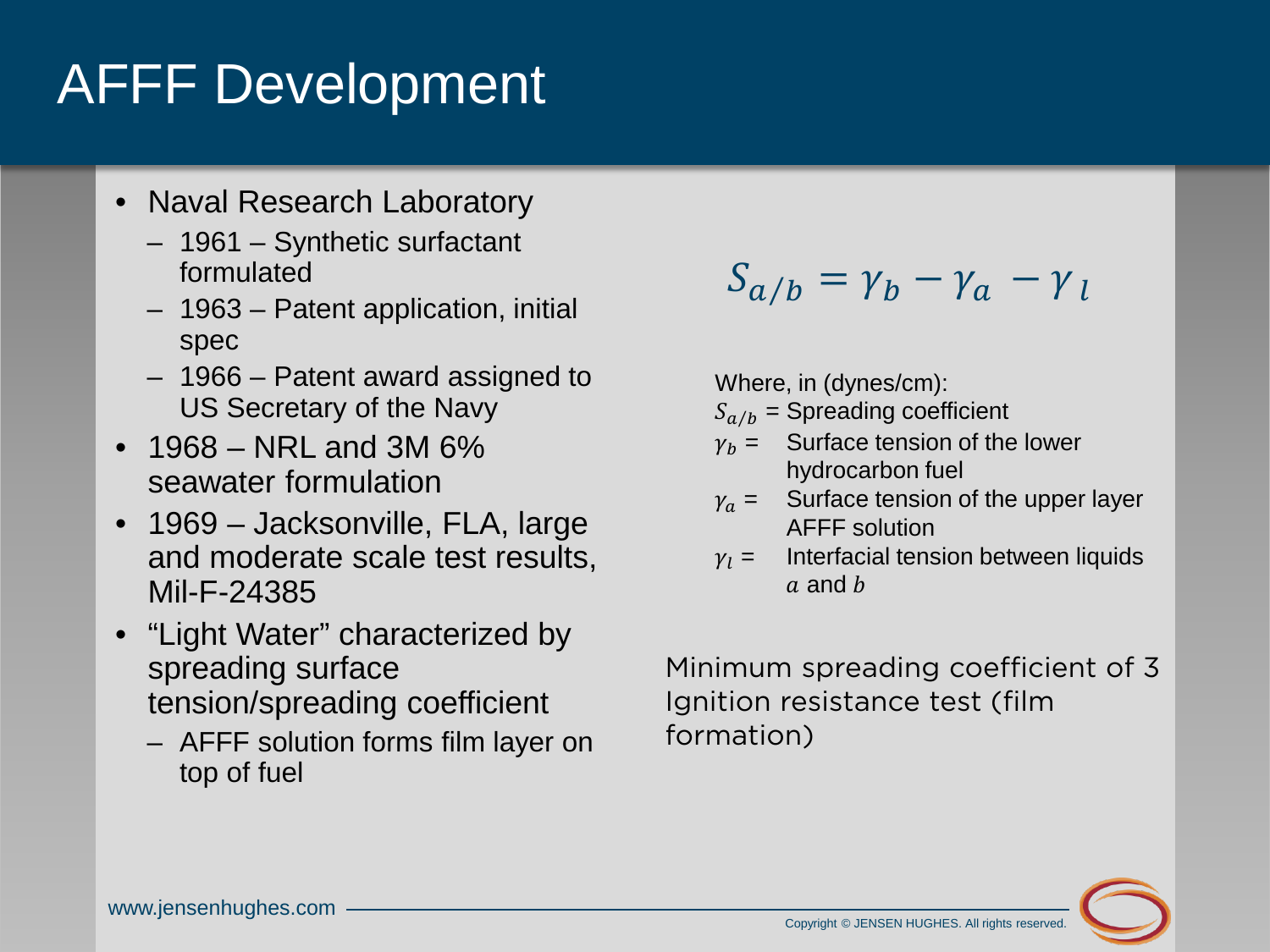# AFFF Development

- Naval Research Laboratory
  - 1961 – Synthetic surfactant formulated
  - 1963 – Patent application, initial spec
  - 1966 – Patent award assigned to US Secretary of the Navy
- 1968 – NRL and 3M 6% seawater formulation
- 1969 – Jacksonville, FLA, large and moderate scale test results, Mil-F-24385
- “Light Water” characterized by spreading surface tension/spreading coefficient
  - AFFF solution forms film layer on top of fuel

$$S_{a/b} = \gamma_b - \gamma_a - \gamma_l$$

Where, in (dynes/cm):

$S_{a/b}$ = Spreading coefficient

$\gamma_b$ = Surface tension of the lower hydrocarbon fuel

$\gamma_a$ = Surface tension of the upper layer AFFF solution

$\gamma_l$ = Interfacial tension between liquids $a$ and $b$

Minimum spreading coefficient of 3
Ignition resistance test (film formation)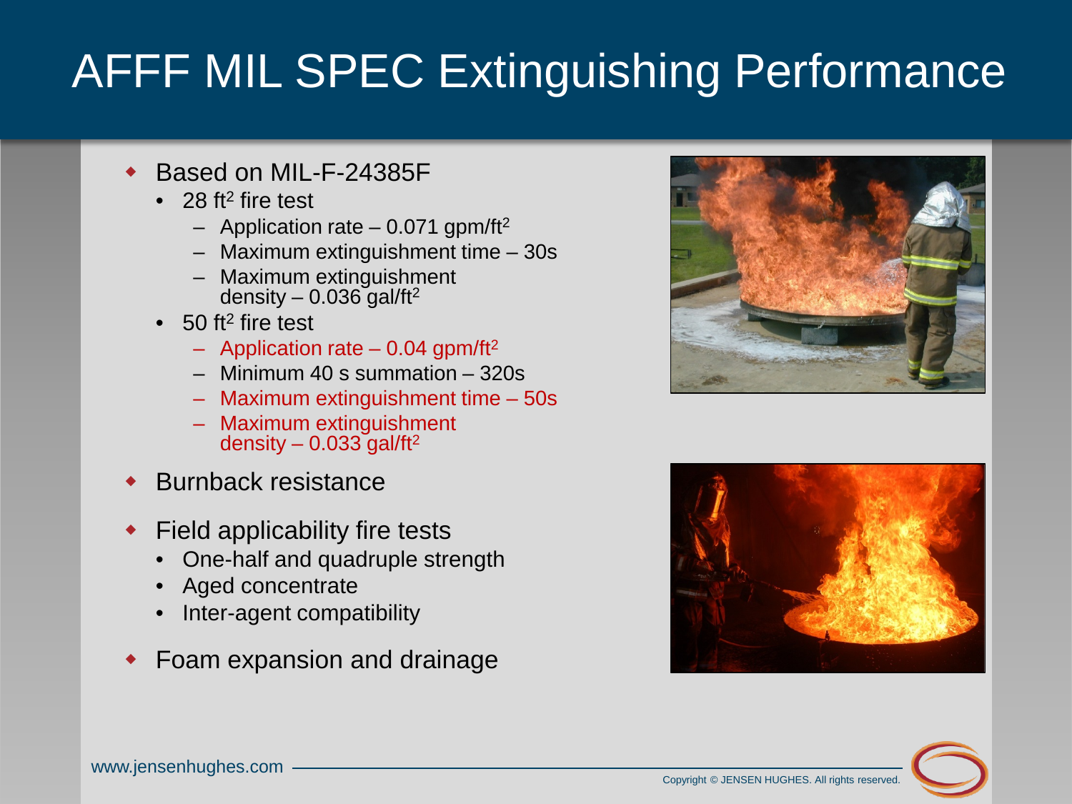# AFFF MIL SPEC Extinguishing Performance

- Based on MIL-F-24385F
  - 28 $ft^2$ fire test
    - Application rate – 0.071 $gpm/ft^2$
    - Maximum extinguishment time – 30s
    - Maximum extinguishment density – 0.036 $gal/ft^2$
  - 50 $ft^2$ fire test
    - Application rate – 0.04 $gpm/ft^2$
    - Minimum 40 s summation – 320s
    - Maximum extinguishment time – 50s
    - Maximum extinguishment density – 0.033 $gal/ft^2$
- Burnback resistance
- Field applicability fire tests
  - One-half and quadruple strength
  - Aged concentrate
  - Inter-agent compatibility
- Foam expansion and drainage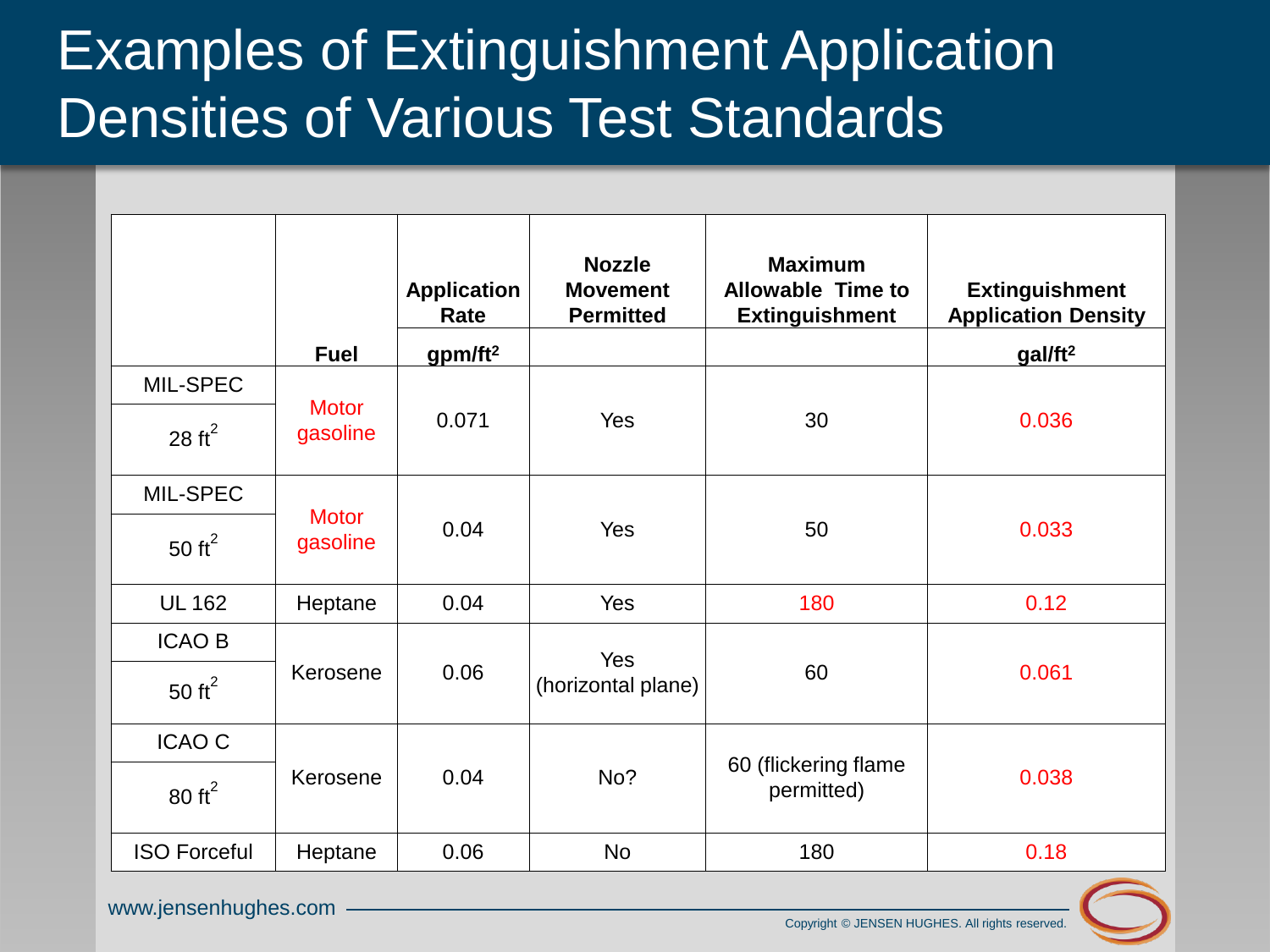# Examples of Extinguishment Application Densities of Various Test Standards

| | Fuel | Application Rate gpm/ft$^2$ | Nozzle Movement Permitted | Maximum Allowable Time to Extinguishment | Extinguishment Application Density gal/ft$^2$ |
|---|---|---|---|---|---|
| MIL-SPEC 28 ft$^2$ | Motor gasoline | 0.071 | Yes | 30 | 0.036 |
| MIL-SPEC 50 ft$^2$ | Motor gasoline | 0.04 | Yes | 50 | 0.033 |
| UL 162 | Heptane | 0.04 | Yes | 180 | 0.12 |
| ICAO B 50 ft$^2$ | Kerosene | 0.06 | Yes (horizontal plane) | 60 | 0.061 |
| ICAO C 80 ft$^2$ | Kerosene | 0.04 | No? | 60 (flickering flame permitted) | 0.038 |
| ISO Forceful | Heptane | 0.06 | No | 180 | 0.18 |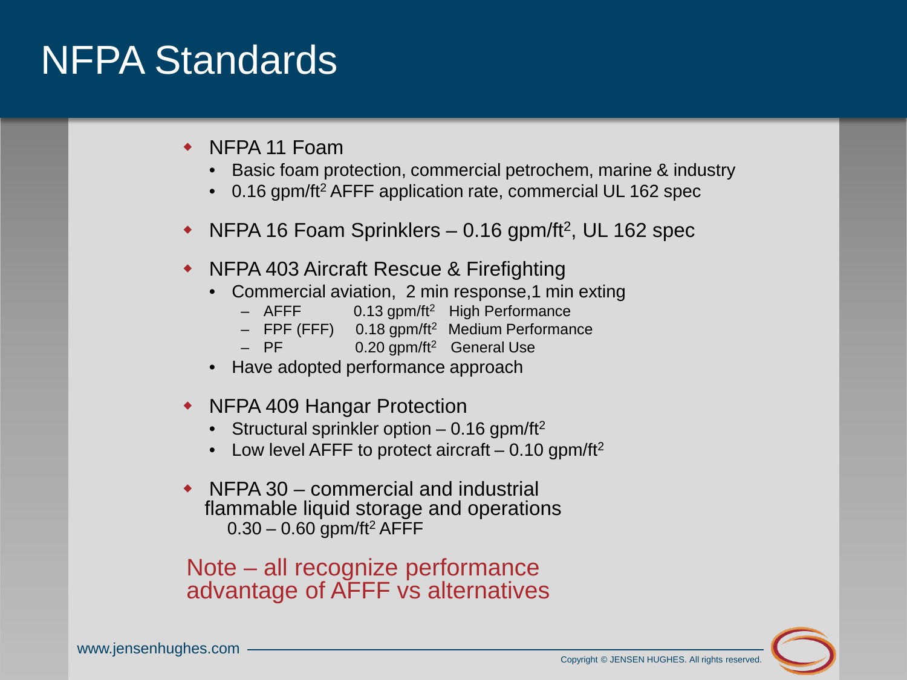# NFPA Standards

- NFPA 11 Foam
  - Basic foam protection, commercial petrochem, marine & industry
  - 0.16 gpm/ft$^2$ AFFF application rate, commercial UL 162 spec
- NFPA 16 Foam Sprinklers – 0.16 gpm/ft$^2$, UL 162 spec
- NFPA 403 Aircraft Rescue & Firefighting
  - Commercial aviation, 2 min response,1 min exting
    - AFFF 0.13 gpm/ft$^2$ High Performance
    - FPF (FFF) 0.18 gpm/ft$^2$ Medium Performance
    - PF 0.20 gpm/ft$^2$ General Use
  - Have adopted performance approach
- NFPA 409 Hangar Protection
  - Structural sprinkler option – 0.16 gpm/ft$^2$
  - Low level AFFF to protect aircraft – 0.10 gpm/ft$^2$
- NFPA 30 – commercial and industrial flammable liquid storage and operations
  0.30 – 0.60 gpm/ft$^2$ AFFF

Note – all recognize performance advantage of AFFF vs alternatives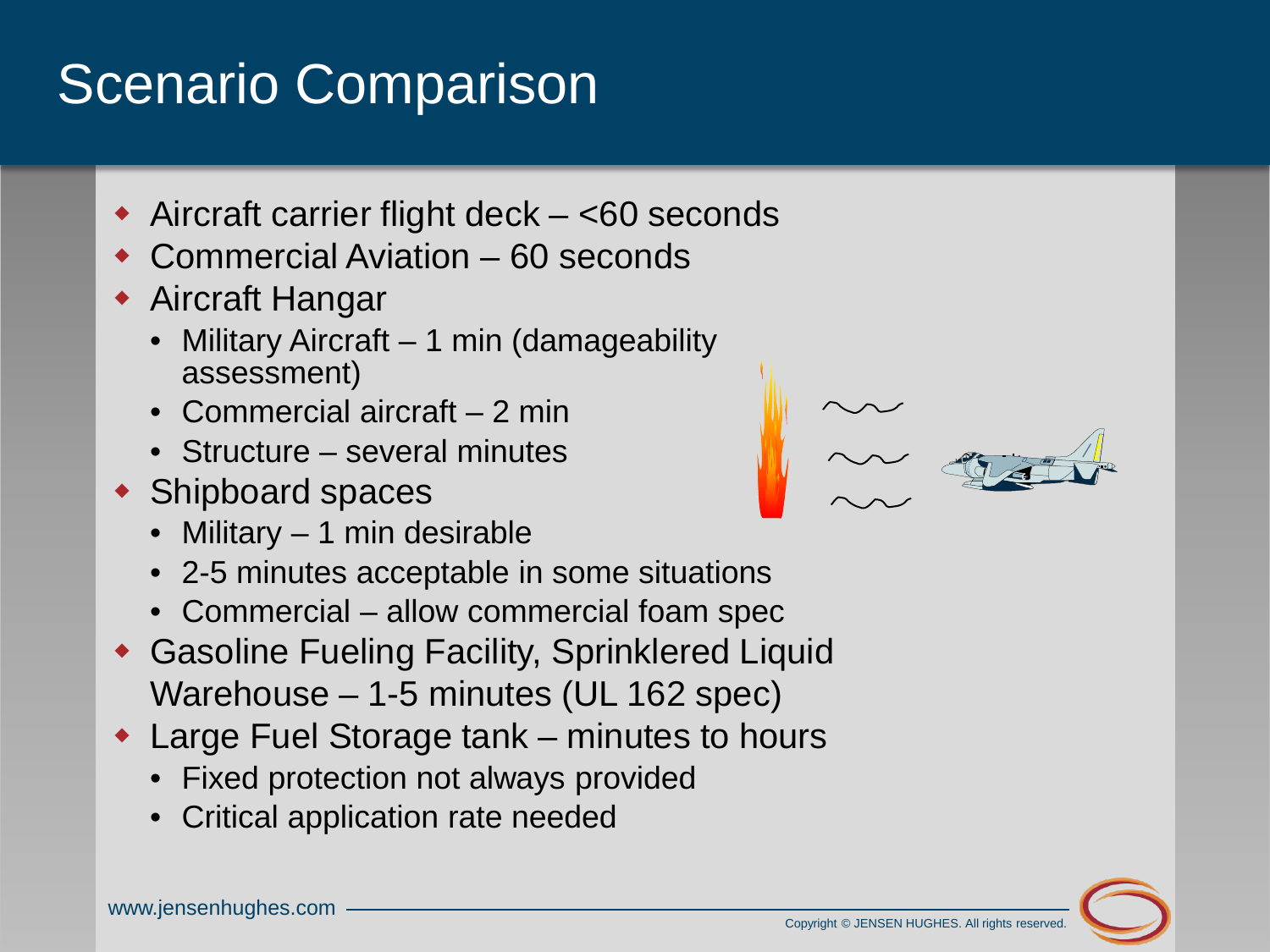# Scenario Comparison

- Aircraft carrier flight deck – <60 seconds
- Commercial Aviation – 60 seconds
- Aircraft Hangar
  - Military Aircraft – 1 min (damageability assessment)
  - Commercial aircraft – 2 min
  - Structure – several minutes
- Shipboard spaces
  - Military – 1 min desirable
  - 2-5 minutes acceptable in some situations
  - Commercial – allow commercial foam spec
- Gasoline Fueling Facility, Sprinklered Liquid Warehouse – 1-5 minutes (UL 162 spec)
- Large Fuel Storage tank – minutes to hours
  - Fixed protection not always provided
  - Critical application rate needed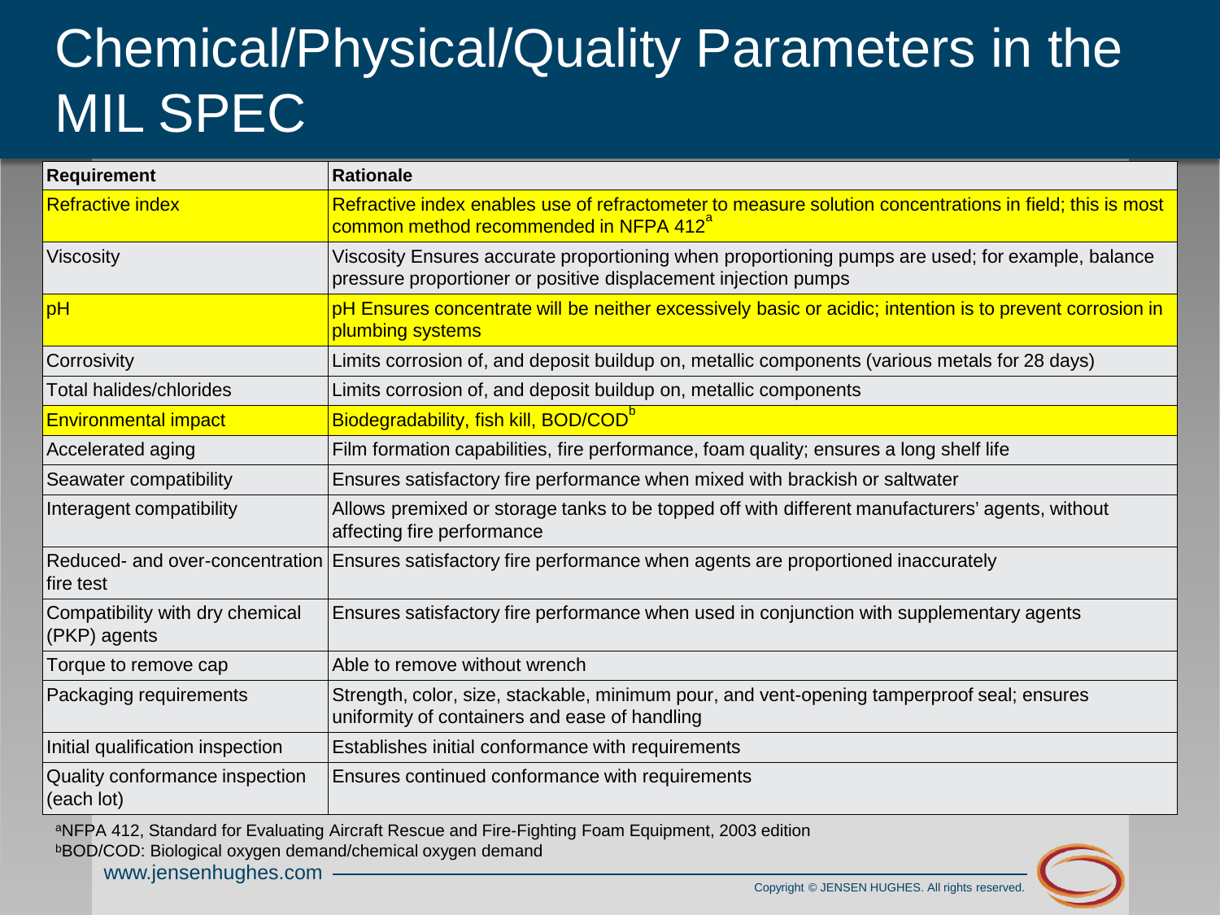# Chemical/Physical/Quality Parameters in the MIL SPEC

| Requirement | Rationale |
| --- | --- |
| Refractive index | Refractive index enables use of refractometer to measure solution concentrations in field; this is most common method recommended in NFPA 412[a] |
| Viscosity | Viscosity Ensures accurate proportioning when proportioning pumps are used; for example, balance pressure proportioner or positive displacement injection pumps |
| pH | pH Ensures concentrate will be neither excessively basic or acidic; intention is to prevent corrosion in plumbing systems |
| Corrosivity | Limits corrosion of, and deposit buildup on, metallic components (various metals for 28 days) |
| Total halides/chlorides | Limits corrosion of, and deposit buildup on, metallic components |
| Environmental impact | Biodegradability, fish kill, BOD/COD[b] |
| Accelerated aging | Film formation capabilities, fire performance, foam quality; ensures a long shelf life |
| Seawater compatibility | Ensures satisfactory fire performance when mixed with brackish or saltwater |
| Interagent compatibility | Allows premixed or storage tanks to be topped off with different manufacturers' agents, without affecting fire performance |
| Reduced- and over-concentration fire test | Ensures satisfactory fire performance when agents are proportioned inaccurately |
| Compatibility with dry chemical (PKP) agents | Ensures satisfactory fire performance when used in conjunction with supplementary agents |
| Torque to remove cap | Able to remove without wrench |
| Packaging requirements | Strength, color, size, stackable, minimum pour, and vent-opening tamperproof seal; ensures uniformity of containers and ease of handling |
| Initial qualification inspection | Establishes initial conformance with requirements |
| Quality conformance inspection (each lot) | Ensures continued conformance with requirements |

[a]NFPA 412, Standard for Evaluating Aircraft Rescue and Fire-Fighting Foam Equipment, 2003 edition

[b]BOD/COD: Biological oxygen demand/chemical oxygen demand

www.jensenhughes.com

Copyright © JENSEN HUGHES. All rights reserved.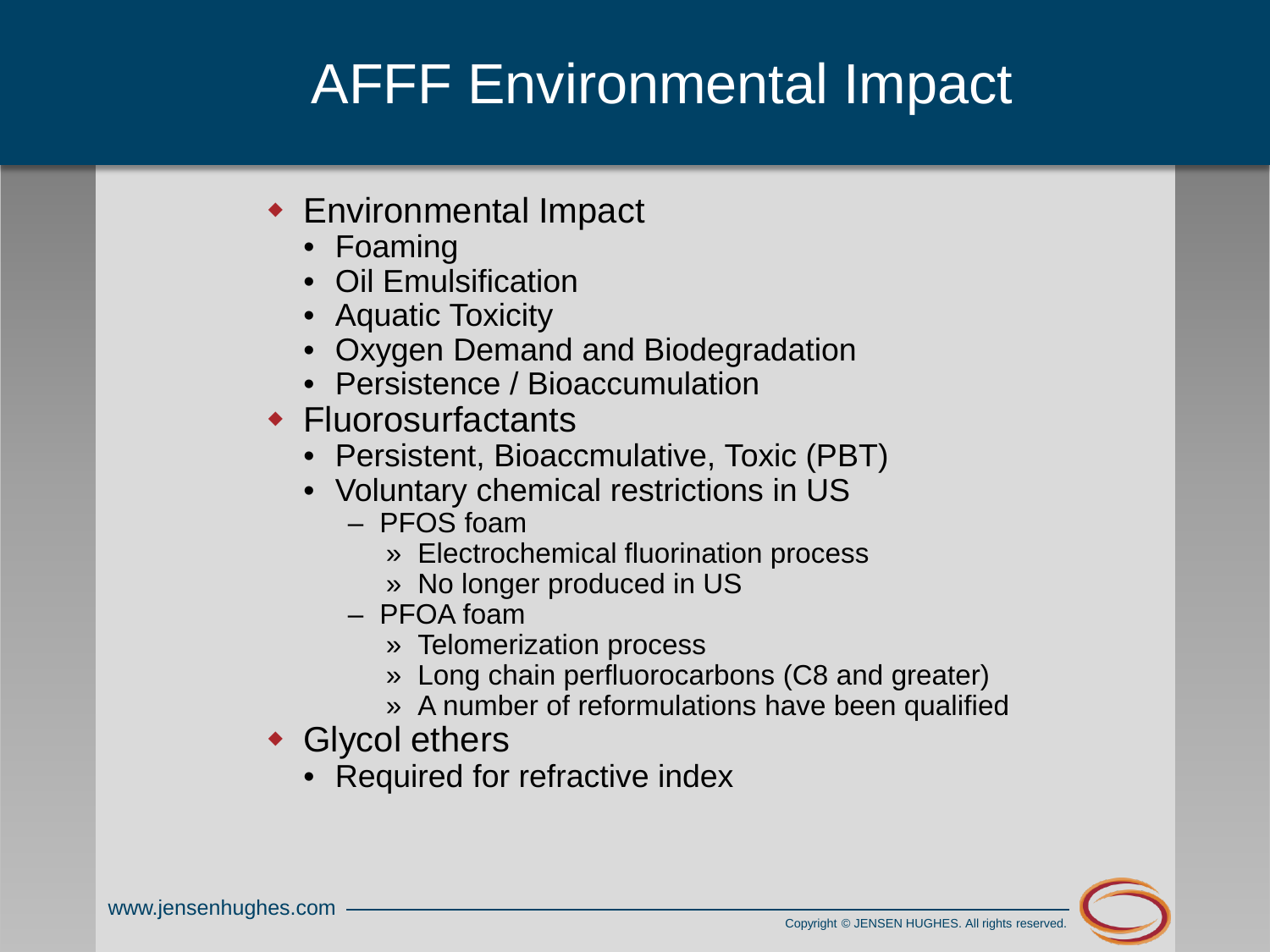# AFFF Environmental Impact

- Environmental Impact
  - Foaming
  - Oil Emulsification
  - Aquatic Toxicity
  - Oxygen Demand and Biodegradation
  - Persistence / Bioaccumulation
- Fluorosurfactants
  - Persistent, Bioaccmulative, Toxic (PBT)
  - Voluntary chemical restrictions in US
    - PFOS foam
      - Electrochemical fluorination process
      - No longer produced in US
    - PFOA foam
      - Telomerization process
      - Long chain perfluorocarbons (C8 and greater)
      - A number of reformulations have been qualified
- Glycol ethers
  - Required for refractive index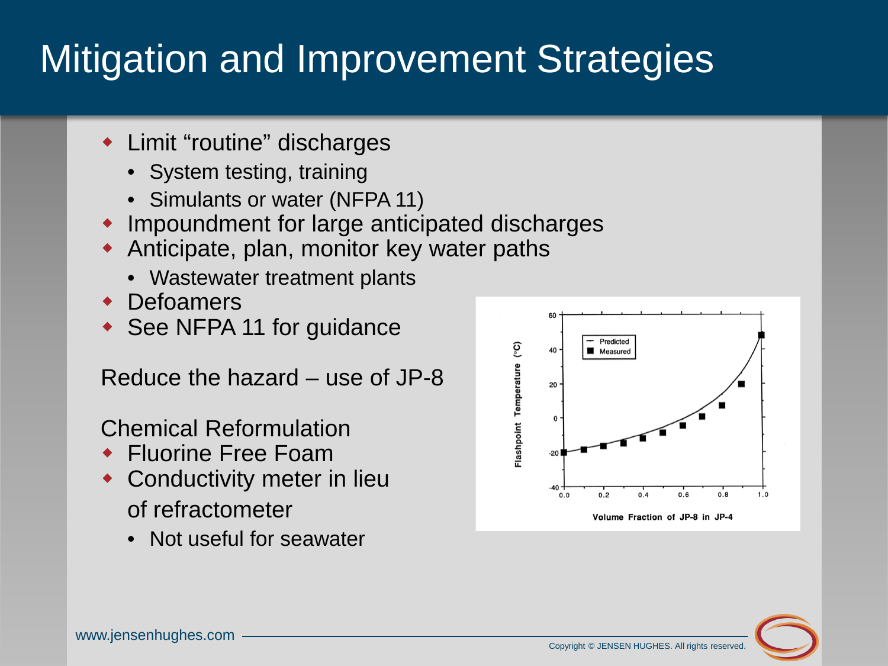# Mitigation and Improvement Strategies

- Limit "routine" discharges
  - System testing, training
  - Simulants or water (NFPA 11)
- Impoundment for large anticipated discharges
- Anticipate, plan, monitor key water paths
  - Wastewater treatment plants
- Defoamers
- See NFPA 11 for guidance

Reduce the hazard – use of JP-8

Chemical Reformulation

- Fluorine Free Foam
- Conductivity meter in lieu of refractometer
  - Not useful for seawater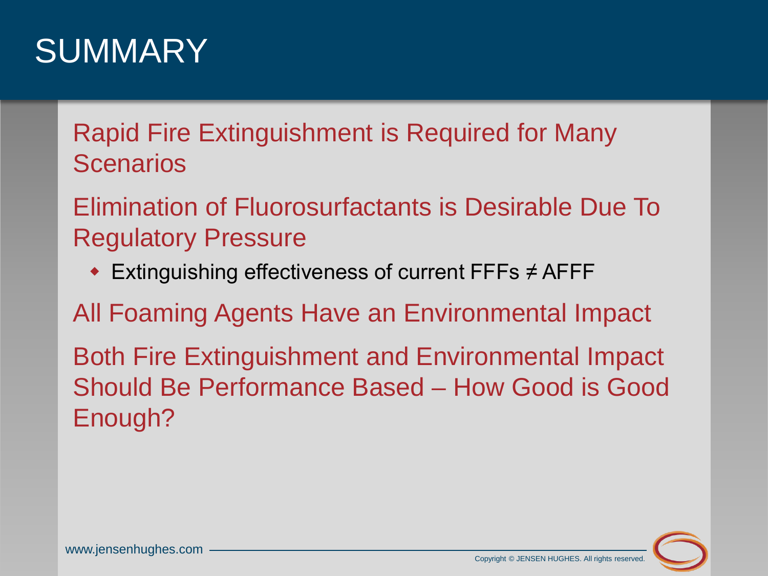# SUMMARY

Rapid Fire Extinguishment is Required for Many Scenarios

Elimination of Fluorosurfactants is Desirable Due To Regulatory Pressure

- Extinguishing effectiveness of current FFFs ≠ AFFF

All Foaming Agents Have an Environmental Impact

Both Fire Extinguishment and Environmental Impact Should Be Performance Based – How Good is Good Enough?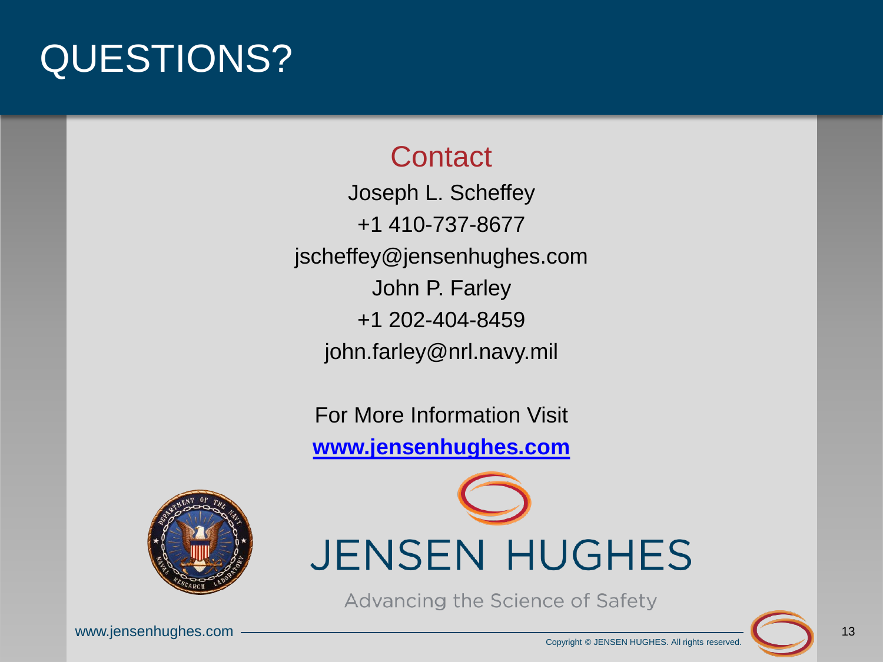# QUESTIONS?

## Contact

Joseph L. Scheffey

+1 410-737-8677

jscheffey@jensenhughes.com

John P. Farley

+1 202-404-8459

john.farley@nrl.navy.mil

For More Information Visit

**www.jensenhughes.com**

JENSEN HUGHES

Advancing the Science of Safety